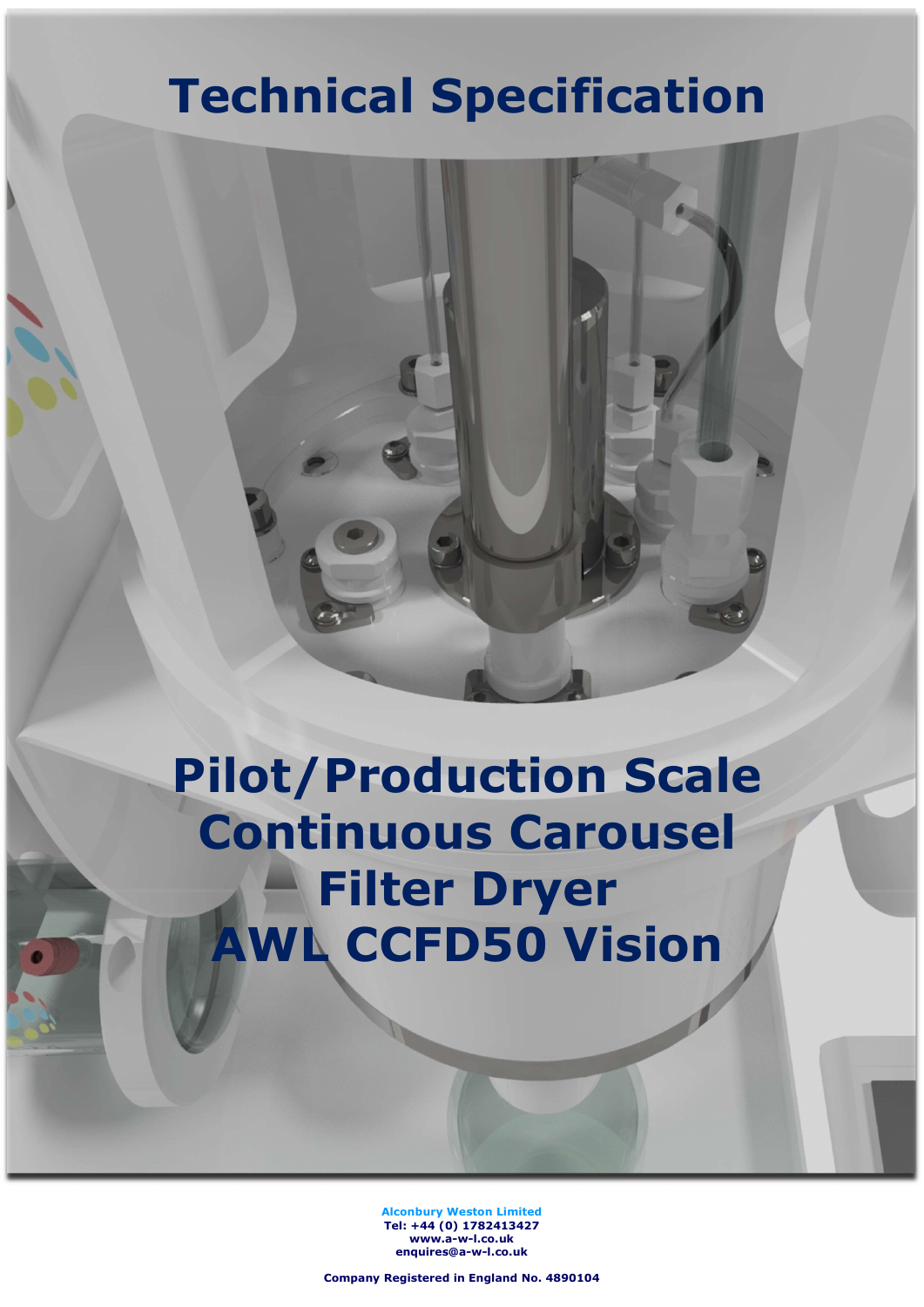# Technical Specification

# Pilot/Production Scale Continuous Carousel Filter Dryer AWL CCFD50 Vision

**Alconbury Weston Limited**
**Tel: +44 (0) 1782413427**
**www.a-w-l.co.uk**
**enquires@a-w-l.co.uk**

**Company Registered in England No. 4890104**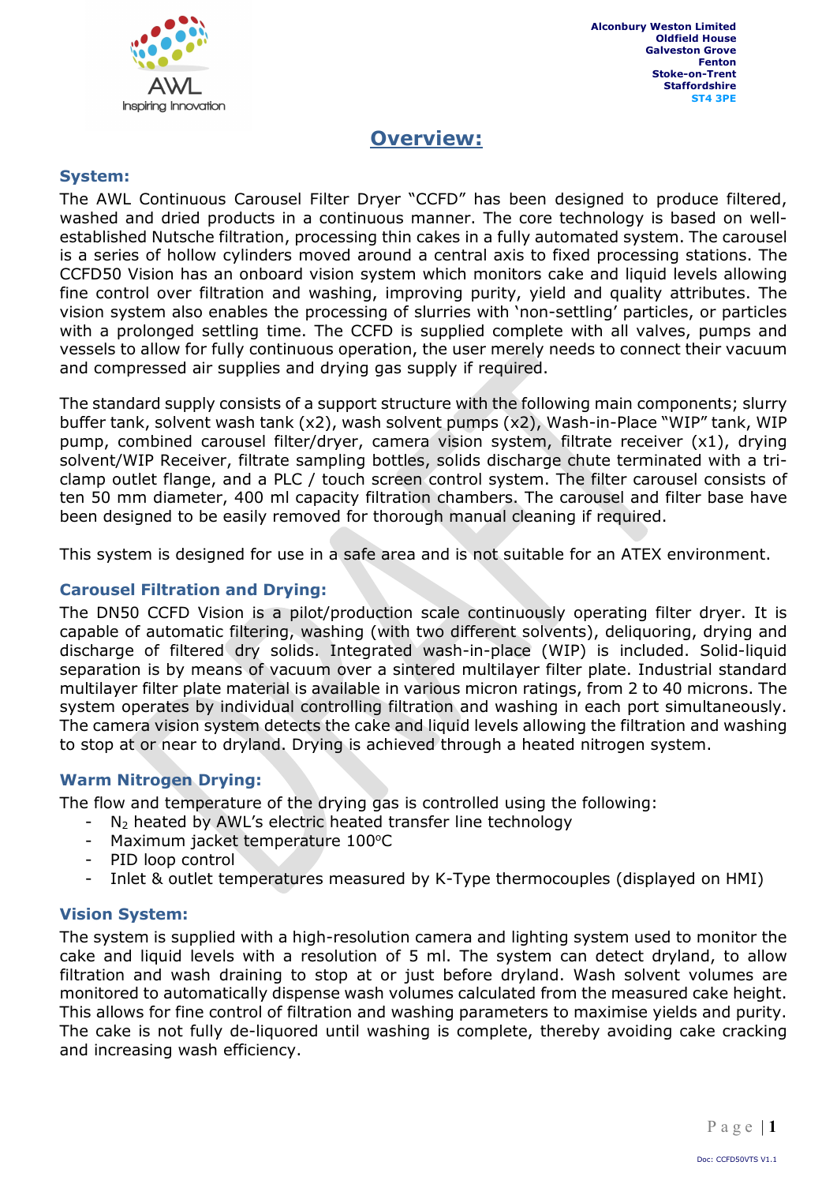Alconbury Weston Limited
Oldfield House
Galveston Grove
Fenton
Stoke-on-Trent
Staffordshire
ST4 3PE

# Overview:

## System:

The AWL Continuous Carousel Filter Dryer "CCFD" has been designed to produce filtered, washed and dried products in a continuous manner. The core technology is based on well-established Nutsche filtration, processing thin cakes in a fully automated system. The carousel is a series of hollow cylinders moved around a central axis to fixed processing stations. The CCFD50 Vision has an onboard vision system which monitors cake and liquid levels allowing fine control over filtration and washing, improving purity, yield and quality attributes. The vision system also enables the processing of slurries with 'non-settling' particles, or particles with a prolonged settling time. The CCFD is supplied complete with all valves, pumps and vessels to allow for fully continuous operation, the user merely needs to connect their vacuum and compressed air supplies and drying gas supply if required.

The standard supply consists of a support structure with the following main components; slurry buffer tank, solvent wash tank (x2), wash solvent pumps (x2), Wash-in-Place "WIP" tank, WIP pump, combined carousel filter/dryer, camera vision system, filtrate receiver (x1), drying solvent/WIP Receiver, filtrate sampling bottles, solids discharge chute terminated with a tri-clamp outlet flange, and a PLC / touch screen control system. The filter carousel consists of ten 50 mm diameter, 400 ml capacity filtration chambers. The carousel and filter base have been designed to be easily removed for thorough manual cleaning if required.

This system is designed for use in a safe area and is not suitable for an ATEX environment.

## Carousel Filtration and Drying:

The DN50 CCFD Vision is a pilot/production scale continuously operating filter dryer. It is capable of automatic filtering, washing (with two different solvents), deliquoring, drying and discharge of filtered dry solids. Integrated wash-in-place (WIP) is included. Solid-liquid separation is by means of vacuum over a sintered multilayer filter plate. Industrial standard multilayer filter plate material is available in various micron ratings, from 2 to 40 microns. The system operates by individual controlling filtration and washing in each port simultaneously. The camera vision system detects the cake and liquid levels allowing the filtration and washing to stop at or near to dryland. Drying is achieved through a heated nitrogen system.

## Warm Nitrogen Drying:

The flow and temperature of the drying gas is controlled using the following:

- $N_2$ heated by AWL's electric heated transfer line technology
- Maximum jacket temperature 100°C
- PID loop control
- Inlet & outlet temperatures measured by K-Type thermocouples (displayed on HMI)

## Vision System:

The system is supplied with a high-resolution camera and lighting system used to monitor the cake and liquid levels with a resolution of 5 ml. The system can detect dryland, to allow filtration and wash draining to stop at or just before dryland. Wash solvent volumes are monitored to automatically dispense wash volumes calculated from the measured cake height. This allows for fine control of filtration and washing parameters to maximise yields and purity. The cake is not fully de-liquored until washing is complete, thereby avoiding cake cracking and increasing wash efficiency.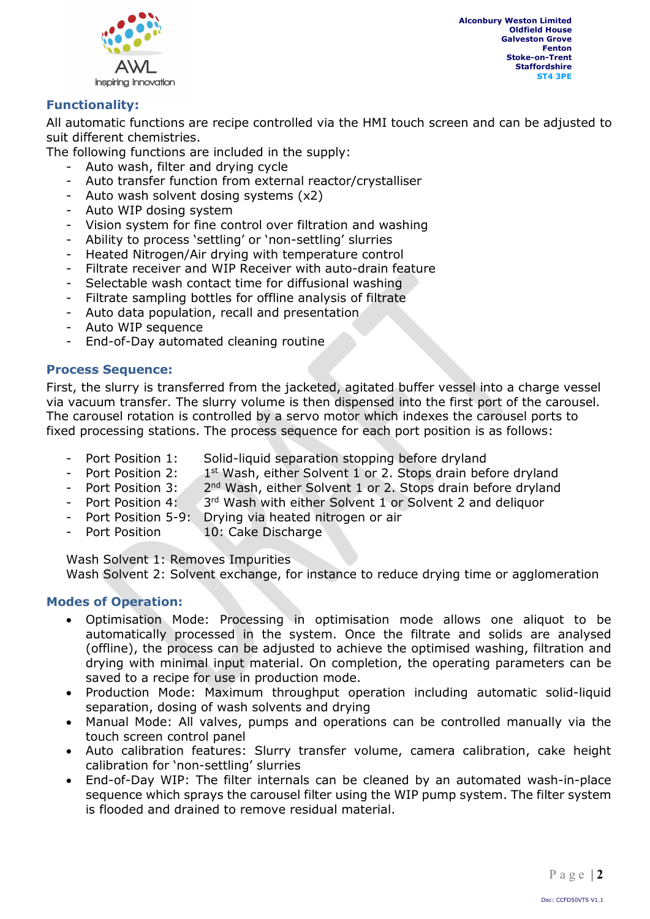## Functionality:

All automatic functions are recipe controlled via the HMI touch screen and can be adjusted to suit different chemistries.

The following functions are included in the supply:

- Auto wash, filter and drying cycle
- Auto transfer function from external reactor/crystalliser
- Auto wash solvent dosing systems (x2)
- Auto WIP dosing system
- Vision system for fine control over filtration and washing
- Ability to process 'settling' or 'non-settling' slurries
- Heated Nitrogen/Air drying with temperature control
- Filtrate receiver and WIP Receiver with auto-drain feature
- Selectable wash contact time for diffusional washing
- Filtrate sampling bottles for offline analysis of filtrate
- Auto data population, recall and presentation
- Auto WIP sequence
- End-of-Day automated cleaning routine

## Process Sequence:

First, the slurry is transferred from the jacketed, agitated buffer vessel into a charge vessel via vacuum transfer. The slurry volume is then dispensed into the first port of the carousel. The carousel rotation is controlled by a servo motor which indexes the carousel ports to fixed processing stations. The process sequence for each port position is as follows:

- Port Position 1: Solid-liquid separation stopping before dryland
- Port Position 2: 1st Wash, either Solvent 1 or 2. Stops drain before dryland
- Port Position 3: 2nd Wash, either Solvent 1 or 2. Stops drain before dryland
- Port Position 4: 3rd Wash with either Solvent 1 or Solvent 2 and deliquor
- Port Position 5-9: Drying via heated nitrogen or air
- Port Position 10: Cake Discharge

Wash Solvent 1: Removes Impurities
Wash Solvent 2: Solvent exchange, for instance to reduce drying time or agglomeration

## Modes of Operation:

- Optimisation Mode: Processing in optimisation mode allows one aliquot to be automatically processed in the system. Once the filtrate and solids are analysed (offline), the process can be adjusted to achieve the optimised washing, filtration and drying with minimal input material. On completion, the operating parameters can be saved to a recipe for use in production mode.
- Production Mode: Maximum throughput operation including automatic solid-liquid separation, dosing of wash solvents and drying
- Manual Mode: All valves, pumps and operations can be controlled manually via the touch screen control panel
- Auto calibration features: Slurry transfer volume, camera calibration, cake height calibration for 'non-settling' slurries
- End-of-Day WIP: The filter internals can be cleaned by an automated wash-in-place sequence which sprays the carousel filter using the WIP pump system. The filter system is flooded and drained to remove residual material.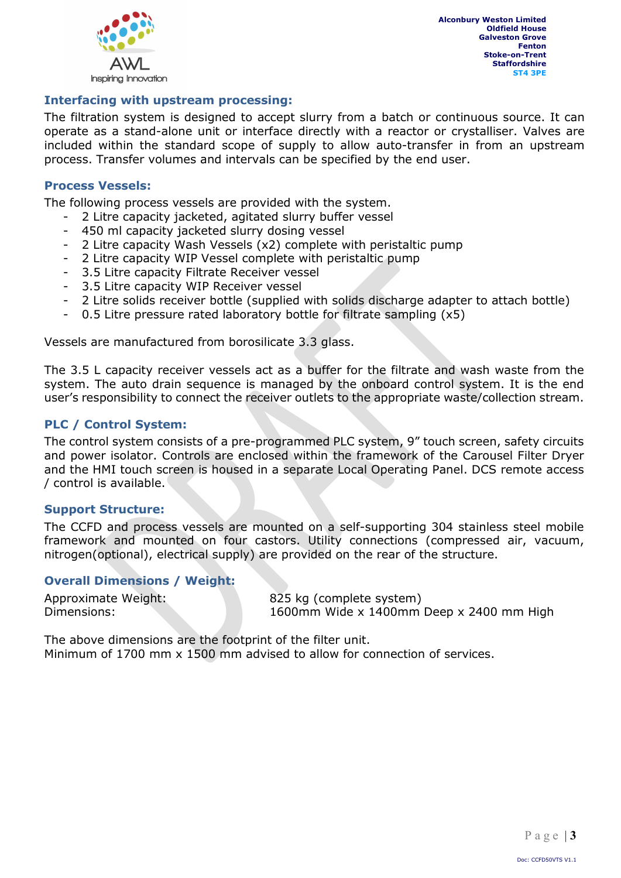## Interfacing with upstream processing:

The filtration system is designed to accept slurry from a batch or continuous source. It can operate as a stand-alone unit or interface directly with a reactor or crystalliser. Valves are included within the standard scope of supply to allow auto-transfer in from an upstream process. Transfer volumes and intervals can be specified by the end user.

## Process Vessels:

The following process vessels are provided with the system.

- 2 Litre capacity jacketed, agitated slurry buffer vessel
- 450 ml capacity jacketed slurry dosing vessel
- 2 Litre capacity Wash Vessels (x2) complete with peristaltic pump
- 2 Litre capacity WIP Vessel complete with peristaltic pump
- 3.5 Litre capacity Filtrate Receiver vessel
- 3.5 Litre capacity WIP Receiver vessel
- 2 Litre solids receiver bottle (supplied with solids discharge adapter to attach bottle)
- 0.5 Litre pressure rated laboratory bottle for filtrate sampling (x5)

Vessels are manufactured from borosilicate 3.3 glass.

The 3.5 L capacity receiver vessels act as a buffer for the filtrate and wash waste from the system. The auto drain sequence is managed by the onboard control system. It is the end user's responsibility to connect the receiver outlets to the appropriate waste/collection stream.

## PLC / Control System:

The control system consists of a pre-programmed PLC system, 9" touch screen, safety circuits and power isolator. Controls are enclosed within the framework of the Carousel Filter Dryer and the HMI touch screen is housed in a separate Local Operating Panel. DCS remote access / control is available.

## Support Structure:

The CCFD and process vessels are mounted on a self-supporting 304 stainless steel mobile framework and mounted on four castors. Utility connections (compressed air, vacuum, nitrogen(optional), electrical supply) are provided on the rear of the structure.

## Overall Dimensions / Weight:

| | |
|---|---|
| Approximate Weight: | 825 kg (complete system) |
| Dimensions: | 1600mm Wide x 1400mm Deep x 2400 mm High |

The above dimensions are the footprint of the filter unit.
Minimum of 1700 mm x 1500 mm advised to allow for connection of services.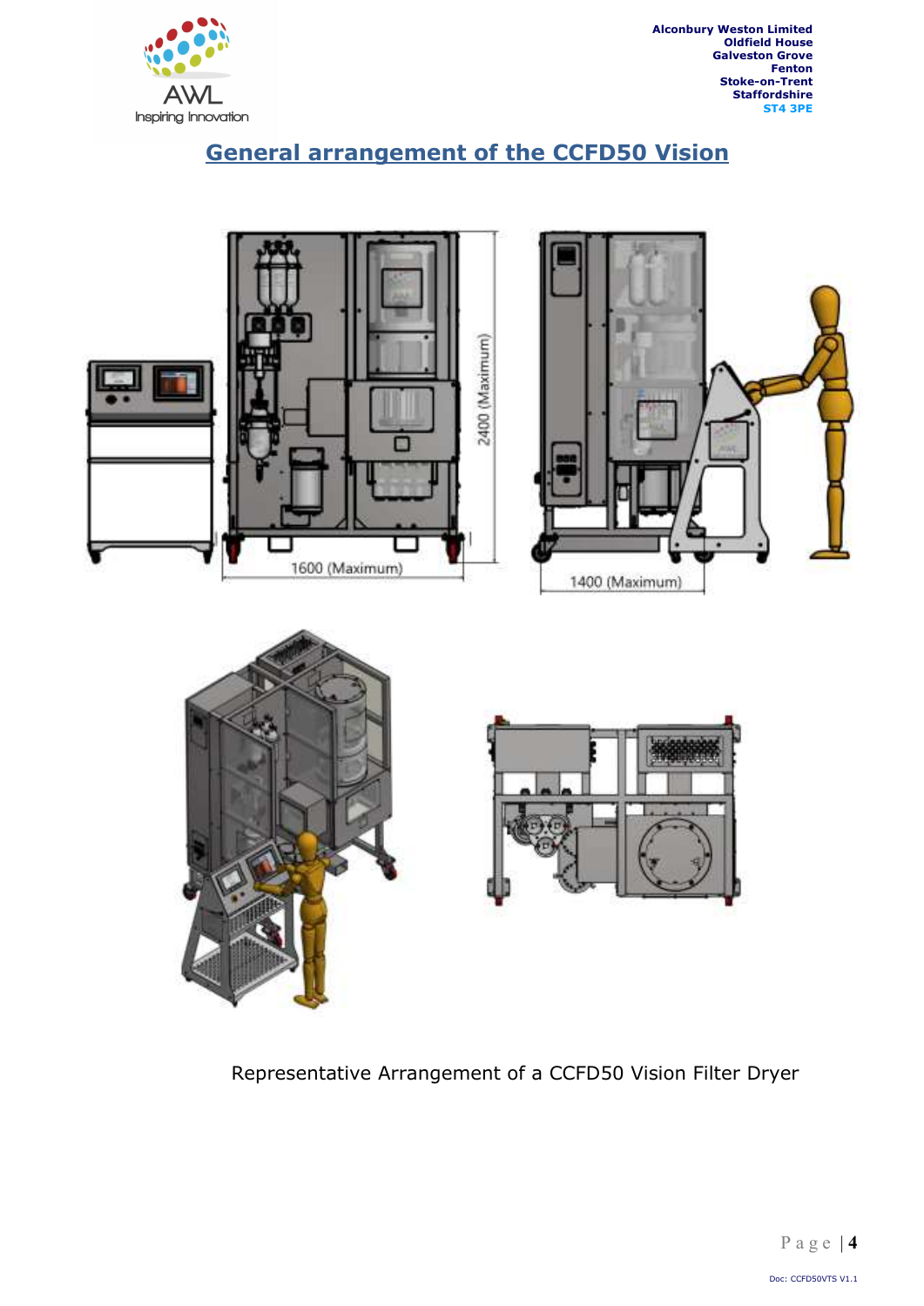## General arrangement of the CCFD50 Vision

Representative Arrangement of a CCFD50 Vision Filter Dryer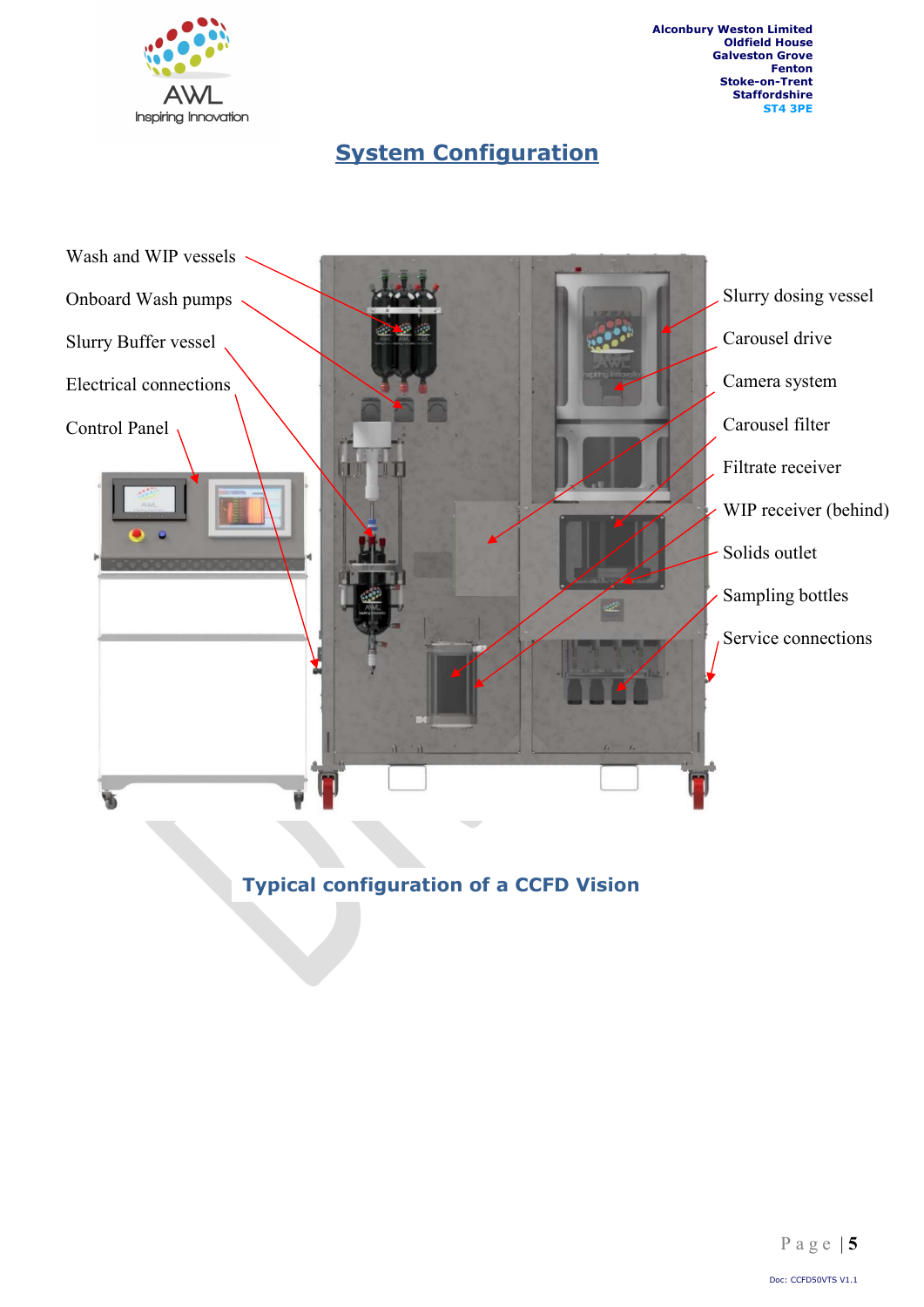# System Configuration

Wash and WIP vessels

Onboard Wash pumps

Slurry Buffer vessel

Electrical connections

Control Panel

Slurry dosing vessel

Carousel drive

Camera system

Carousel filter

Filtrate receiver

WIP receiver (behind)

Solids outlet

Sampling bottles

Service connections

**Typical configuration of a CCFD Vision**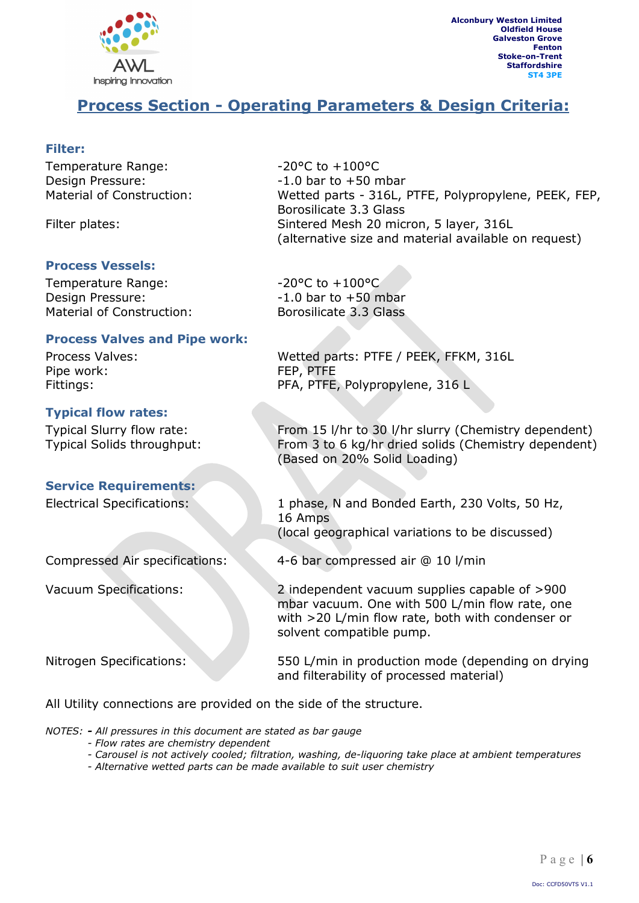Alconbury Weston Limited
Oldfield House
Galveston Grove
Fenton
Stoke-on-Trent
Staffordshire
ST4 3PE

# Process Section - Operating Parameters & Design Criteria:

### Filter:

| | |
|---|---|
| Temperature Range: | -20°C to +100°C |
| Design Pressure: | -1.0 bar to +50 mbar |
| Material of Construction: | Wetted parts - 316L, PTFE, Polypropylene, PEEK, FEP, Borosilicate 3.3 Glass |
| Filter plates: | Sintered Mesh 20 micron, 5 layer, 316L (alternative size and material available on request) |

### Process Vessels:

| | |
|---|---|
| Temperature Range: | -20°C to +100°C |
| Design Pressure: | -1.0 bar to +50 mbar |
| Material of Construction: | Borosilicate 3.3 Glass |

### Process Valves and Pipe work:

| | |
|---|---|
| Process Valves: | Wetted parts: PTFE / PEEK, FFKM, 316L |
| Pipe work: | FEP, PTFE |
| Fittings: | PFA, PTFE, Polypropylene, 316 L |

### Typical flow rates:

| | |
|---|---|
| Typical Slurry flow rate: | From 15 l/hr to 30 l/hr slurry (Chemistry dependent) |
| Typical Solids throughput: | From 3 to 6 kg/hr dried solids (Chemistry dependent) (Based on 20% Solid Loading) |

### Service Requirements:

| | |
|---|---|
| Electrical Specifications: | 1 phase, N and Bonded Earth, 230 Volts, 50 Hz, 16 Amps (local geographical variations to be discussed) |
| Compressed Air specifications: | 4-6 bar compressed air @ 10 l/min |
| Vacuum Specifications: | 2 independent vacuum supplies capable of >900 mbar vacuum. One with 500 L/min flow rate, one with >20 L/min flow rate, both with condenser or solvent compatible pump. |
| Nitrogen Specifications: | 550 L/min in production mode (depending on drying and filterability of processed material) |

All Utility connections are provided on the side of the structure.

*NOTES:* **-** *All pressures in this document are stated as bar gauge*
- *Flow rates are chemistry dependent*
- *Carousel is not actively cooled; filtration, washing, de-liquoring take place at ambient temperatures*
- *Alternative wetted parts can be made available to suit user chemistry*

Doc: CCFD50VTS V1.1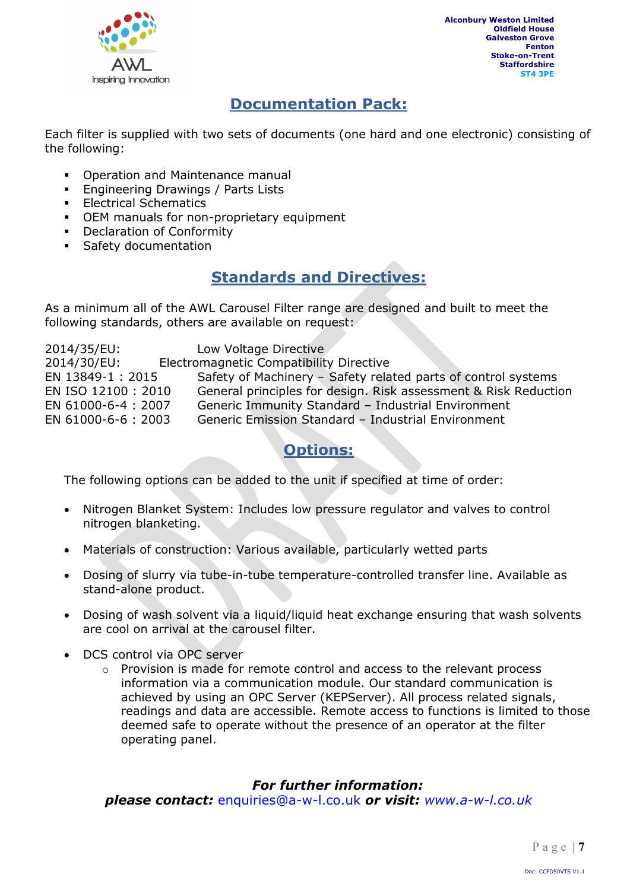Alconbury Weston Limited
Oldfield House
Galveston Grove
Fenton
Stoke-on-Trent
Staffordshire
ST4 3PE

## Documentation Pack:

Each filter is supplied with two sets of documents (one hard and one electronic) consisting of the following:

- Operation and Maintenance manual
- Engineering Drawings / Parts Lists
- Electrical Schematics
- OEM manuals for non-proprietary equipment
- Declaration of Conformity
- Safety documentation

## Standards and Directives:

As a minimum all of the AWL Carousel Filter range are designed and built to meet the following standards, others are available on request:

| | |
|---|---|
| 2014/35/EU: | Low Voltage Directive |
| 2014/30/EU: | Electromagnetic Compatibility Directive |
| EN 13849-1 : 2015 | Safety of Machinery – Safety related parts of control systems |
| EN ISO 12100 : 2010 | General principles for design. Risk assessment & Risk Reduction |
| EN 61000-6-4 : 2007 | Generic Immunity Standard – Industrial Environment |
| EN 61000-6-6 : 2003 | Generic Emission Standard – Industrial Environment |

## Options:

The following options can be added to the unit if specified at time of order:

- Nitrogen Blanket System: Includes low pressure regulator and valves to control nitrogen blanketing.
- Materials of construction: Various available, particularly wetted parts
- Dosing of slurry via tube-in-tube temperature-controlled transfer line. Available as stand-alone product.
- Dosing of wash solvent via a liquid/liquid heat exchange ensuring that wash solvents are cool on arrival at the carousel filter.
- DCS control via OPC server
    - Provision is made for remote control and access to the relevant process information via a communication module. Our standard communication is achieved by using an OPC Server (KEPServer). All process related signals, readings and data are accessible. Remote access to functions is limited to those deemed safe to operate without the presence of an operator at the filter operating panel.

***For further information:***
***please contact:*** enquiries@a-w-l.co.uk ***or visit:*** *www.a-w-l.co.uk*

Doc: CCFD50VTS V1.1